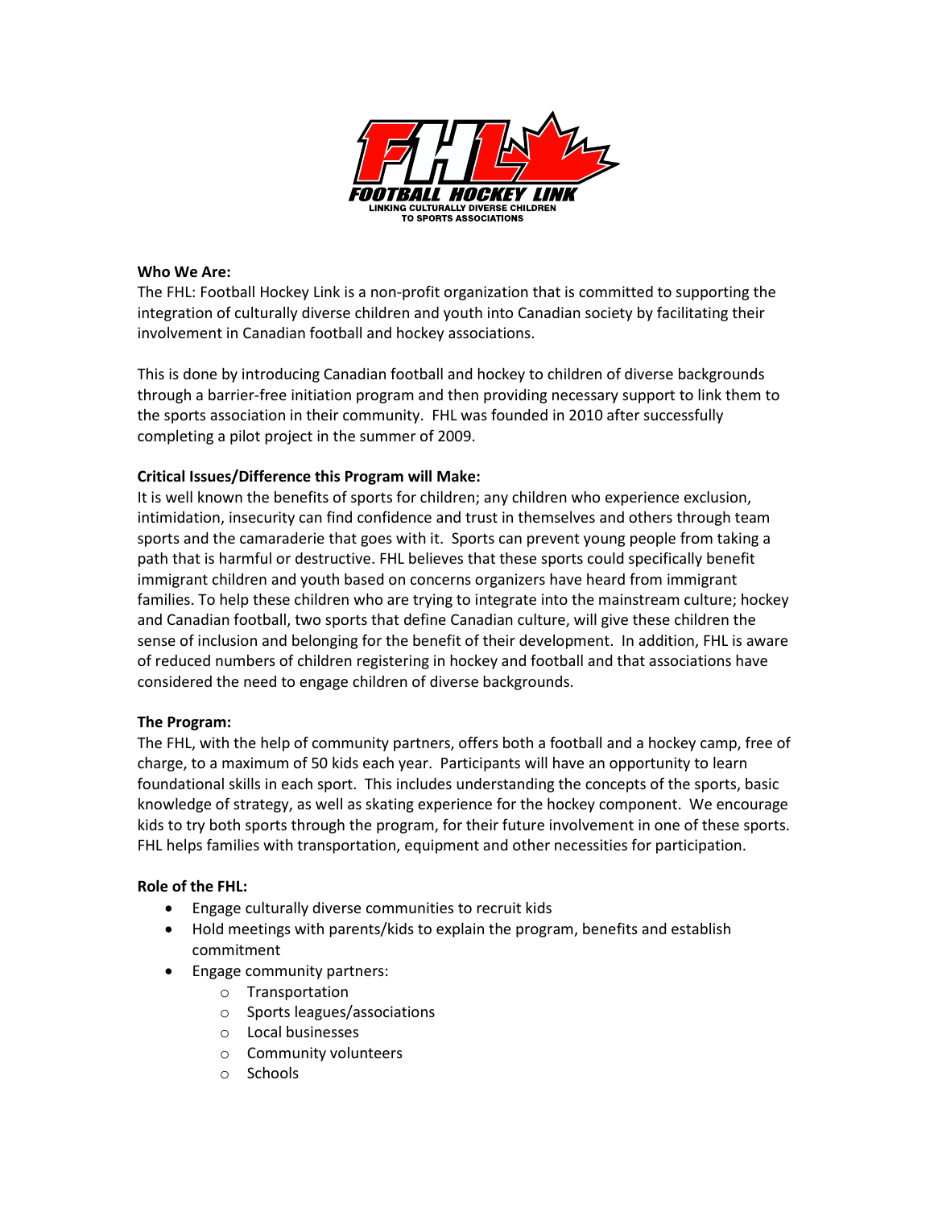**FHL FOOTBALL HOCKEY LINK**
LINKING CULTURALLY DIVERSE CHILDREN TO SPORTS ASSOCIATIONS

**Who We Are:**
The FHL: Football Hockey Link is a non-profit organization that is committed to supporting the integration of culturally diverse children and youth into Canadian society by facilitating their involvement in Canadian football and hockey associations.

This is done by introducing Canadian football and hockey to children of diverse backgrounds through a barrier-free initiation program and then providing necessary support to link them to the sports association in their community. FHL was founded in 2010 after successfully completing a pilot project in the summer of 2009.

**Critical Issues/Difference this Program will Make:**
It is well known the benefits of sports for children; any children who experience exclusion, intimidation, insecurity can find confidence and trust in themselves and others through team sports and the camaraderie that goes with it. Sports can prevent young people from taking a path that is harmful or destructive. FHL believes that these sports could specifically benefit immigrant children and youth based on concerns organizers have heard from immigrant families. To help these children who are trying to integrate into the mainstream culture; hockey and Canadian football, two sports that define Canadian culture, will give these children the sense of inclusion and belonging for the benefit of their development. In addition, FHL is aware of reduced numbers of children registering in hockey and football and that associations have considered the need to engage children of diverse backgrounds.

**The Program:**
The FHL, with the help of community partners, offers both a football and a hockey camp, free of charge, to a maximum of 50 kids each year. Participants will have an opportunity to learn foundational skills in each sport. This includes understanding the concepts of the sports, basic knowledge of strategy, as well as skating experience for the hockey component. We encourage kids to try both sports through the program, for their future involvement in one of these sports. FHL helps families with transportation, equipment and other necessities for participation.

**Role of the FHL:**

- Engage culturally diverse communities to recruit kids
- Hold meetings with parents/kids to explain the program, benefits and establish commitment
- Engage community partners:
    - Transportation
    - Sports leagues/associations
    - Local businesses
    - Community volunteers
    - Schools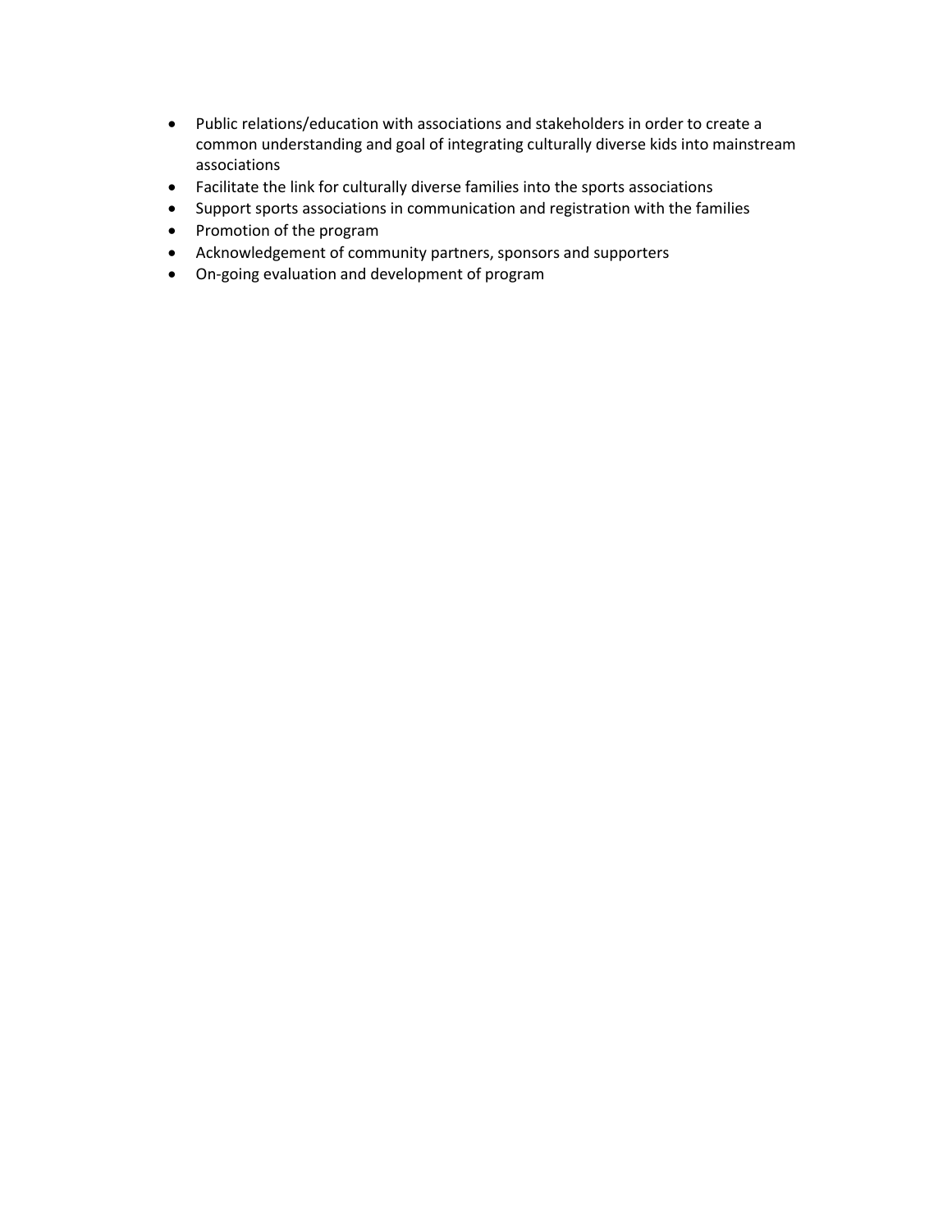- Public relations/education with associations and stakeholders in order to create a common understanding and goal of integrating culturally diverse kids into mainstream associations
- Facilitate the link for culturally diverse families into the sports associations
- Support sports associations in communication and registration with the families
- Promotion of the program
- Acknowledgement of community partners, sponsors and supporters
- On-going evaluation and development of program